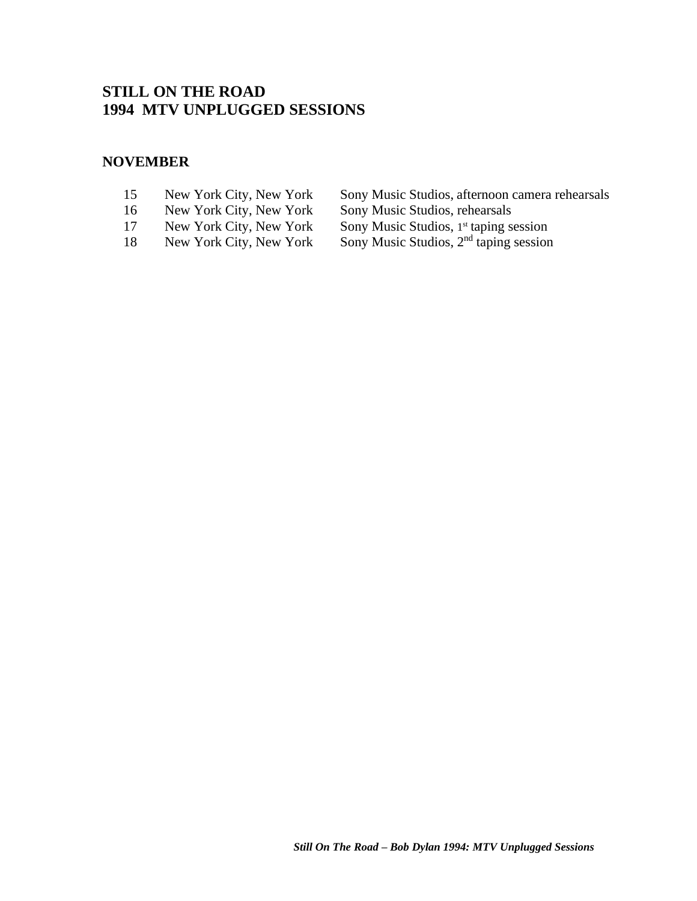# STILL ON THE ROAD
# 1994 MTV UNPLUGGED SESSIONS

## NOVEMBER

| | | |
|---|---|---|
| 15 | New York City, New York | Sony Music Studios, afternoon camera rehearsals |
| 16 | New York City, New York | Sony Music Studios, rehearsals |
| 17 | New York City, New York | Sony Music Studios, 1st taping session |
| 18 | New York City, New York | Sony Music Studios, 2nd taping session |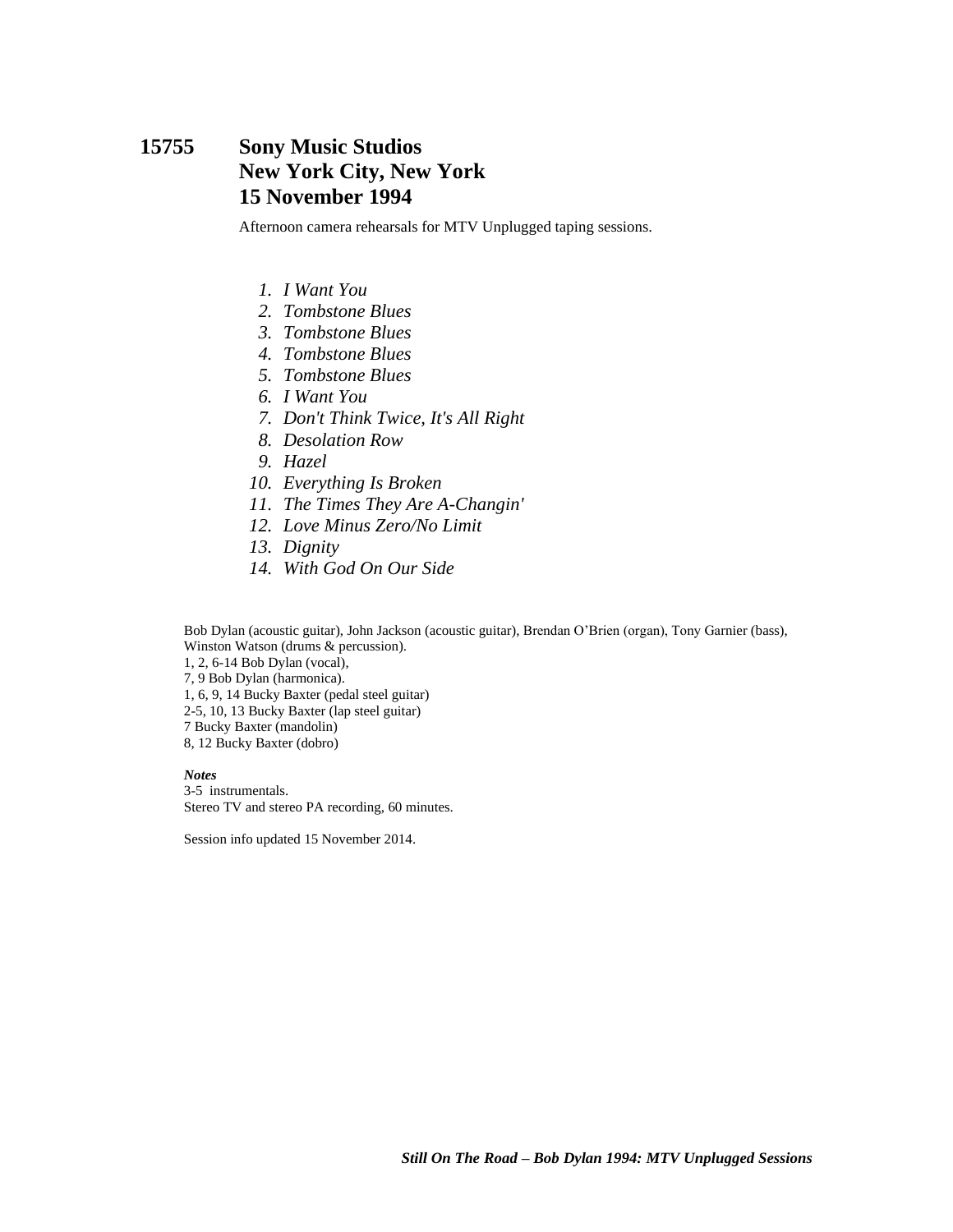# 15755 Sony Music Studios
## New York City, New York
## 15 November 1994

Afternoon camera rehearsals for MTV Unplugged taping sessions.

1. *I Want You*
2. *Tombstone Blues*
3. *Tombstone Blues*
4. *Tombstone Blues*
5. *Tombstone Blues*
6. *I Want You*
7. *Don't Think Twice, It's All Right*
8. *Desolation Row*
9. *Hazel*
10. *Everything Is Broken*
11. *The Times They Are A-Changin'*
12. *Love Minus Zero/No Limit*
13. *Dignity*
14. *With God On Our Side*

Bob Dylan (acoustic guitar), John Jackson (acoustic guitar), Brendan O'Brien (organ), Tony Garnier (bass), Winston Watson (drums & percussion).
1, 2, 6-14 Bob Dylan (vocal),
7, 9 Bob Dylan (harmonica).
1, 6, 9, 14 Bucky Baxter (pedal steel guitar)
2-5, 10, 13 Bucky Baxter (lap steel guitar)
7 Bucky Baxter (mandolin)
8, 12 Bucky Baxter (dobro)

***Notes***
3-5 instrumentals.
Stereo TV and stereo PA recording, 60 minutes.

Session info updated 15 November 2014.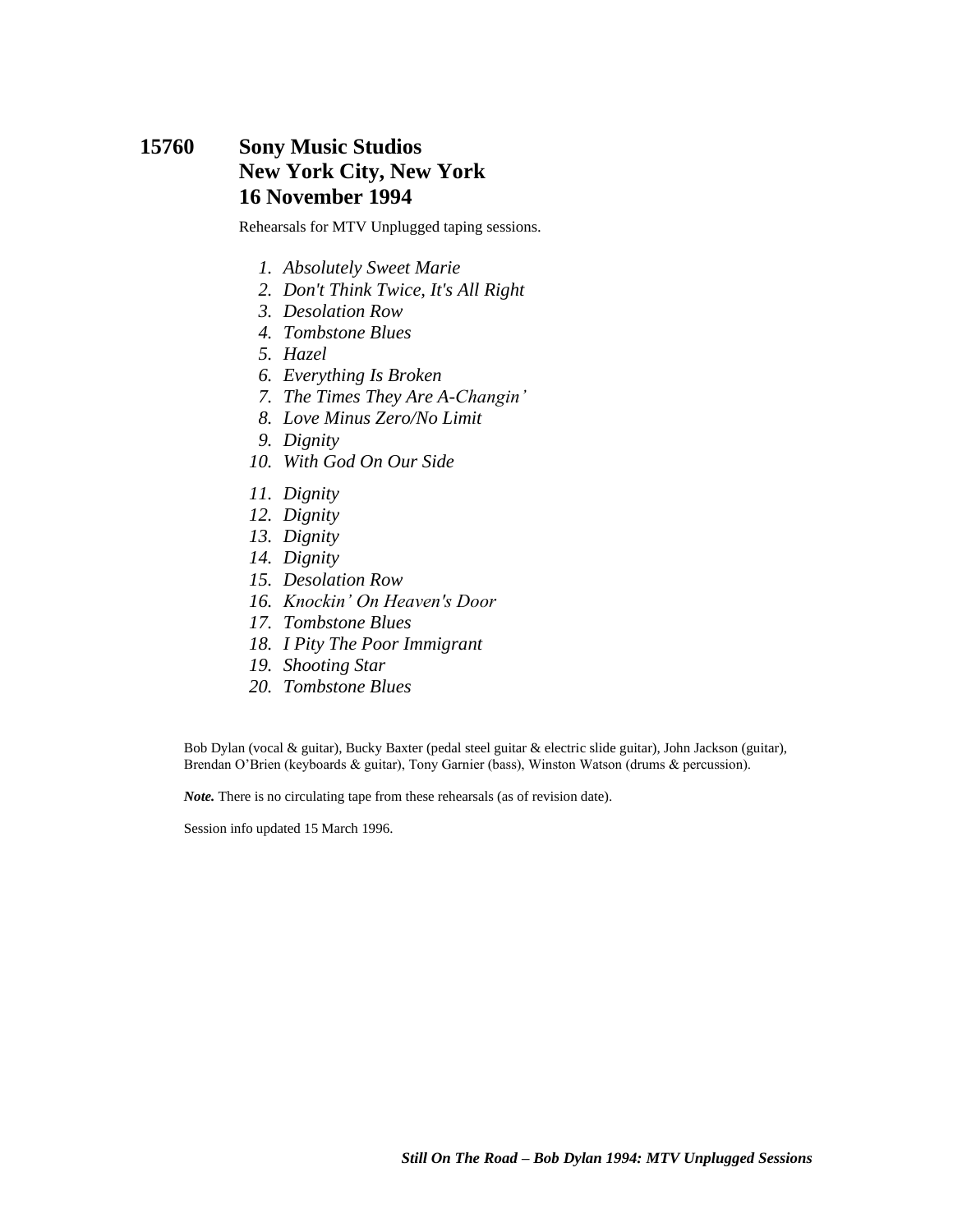## 15760 Sony Music Studios New York City, New York 16 November 1994

Rehearsals for MTV Unplugged taping sessions.

1. *Absolutely Sweet Marie*
2. *Don't Think Twice, It's All Right*
3. *Desolation Row*
4. *Tombstone Blues*
5. *Hazel*
6. *Everything Is Broken*
7. *The Times They Are A-Changin'*
8. *Love Minus Zero/No Limit*
9. *Dignity*
10. *With God On Our Side*
11. *Dignity*
12. *Dignity*
13. *Dignity*
14. *Dignity*
15. *Desolation Row*
16. *Knockin' On Heaven's Door*
17. *Tombstone Blues*
18. *I Pity The Poor Immigrant*
19. *Shooting Star*
20. *Tombstone Blues*

Bob Dylan (vocal & guitar), Bucky Baxter (pedal steel guitar & electric slide guitar), John Jackson (guitar), Brendan O'Brien (keyboards & guitar), Tony Garnier (bass), Winston Watson (drums & percussion).

***Note.*** There is no circulating tape from these rehearsals (as of revision date).

Session info updated 15 March 1996.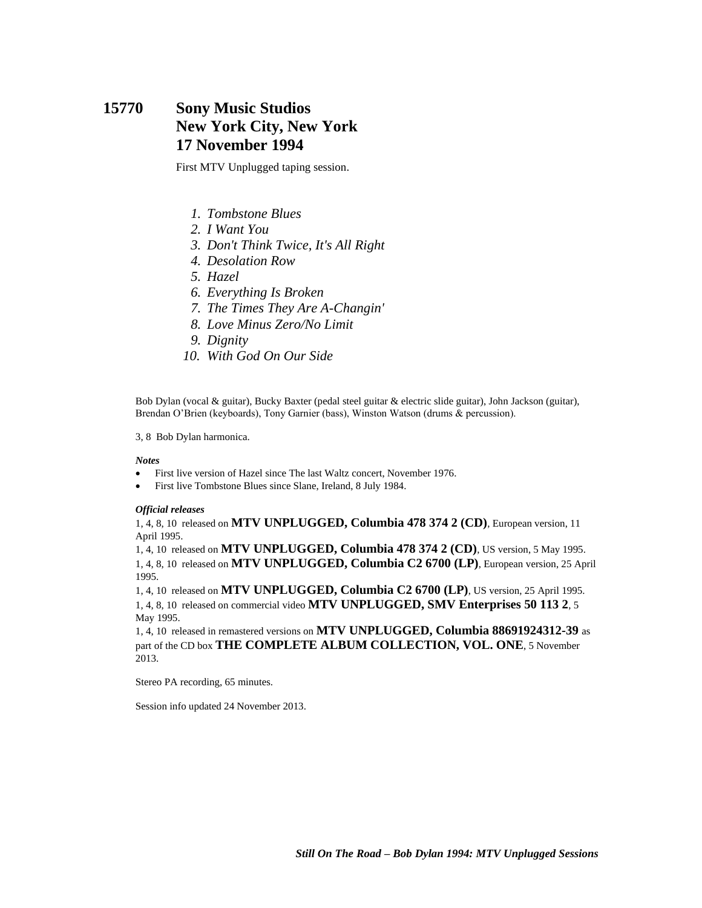# 15770 Sony Music Studios New York City, New York 17 November 1994

First MTV Unplugged taping session.

1. *Tombstone Blues*
2. *I Want You*
3. *Don't Think Twice, It's All Right*
4. *Desolation Row*
5. *Hazel*
6. *Everything Is Broken*
7. *The Times They Are A-Changin'*
8. *Love Minus Zero/No Limit*
9. *Dignity*
10. *With God On Our Side*

Bob Dylan (vocal & guitar), Bucky Baxter (pedal steel guitar & electric slide guitar), John Jackson (guitar), Brendan O'Brien (keyboards), Tony Garnier (bass), Winston Watson (drums & percussion).

3, 8 Bob Dylan harmonica.

***Notes***

- First live version of Hazel since The last Waltz concert, November 1976.
- First live Tombstone Blues since Slane, Ireland, 8 July 1984.

***Official releases***

1, 4, 8, 10 released on **MTV UNPLUGGED, Columbia 478 374 2 (CD)**, European version, 11 April 1995.

1, 4, 10 released on **MTV UNPLUGGED, Columbia 478 374 2 (CD)**, US version, 5 May 1995.

1, 4, 8, 10 released on **MTV UNPLUGGED, Columbia C2 6700 (LP)**, European version, 25 April 1995.

1, 4, 10 released on **MTV UNPLUGGED, Columbia C2 6700 (LP)**, US version, 25 April 1995.

1, 4, 8, 10 released on commercial video **MTV UNPLUGGED, SMV Enterprises 50 113 2**, 5 May 1995.

1, 4, 10 released in remastered versions on **MTV UNPLUGGED, Columbia 88691924312-39** as part of the CD box **THE COMPLETE ALBUM COLLECTION, VOL. ONE**, 5 November 2013.

Stereo PA recording, 65 minutes.

Session info updated 24 November 2013.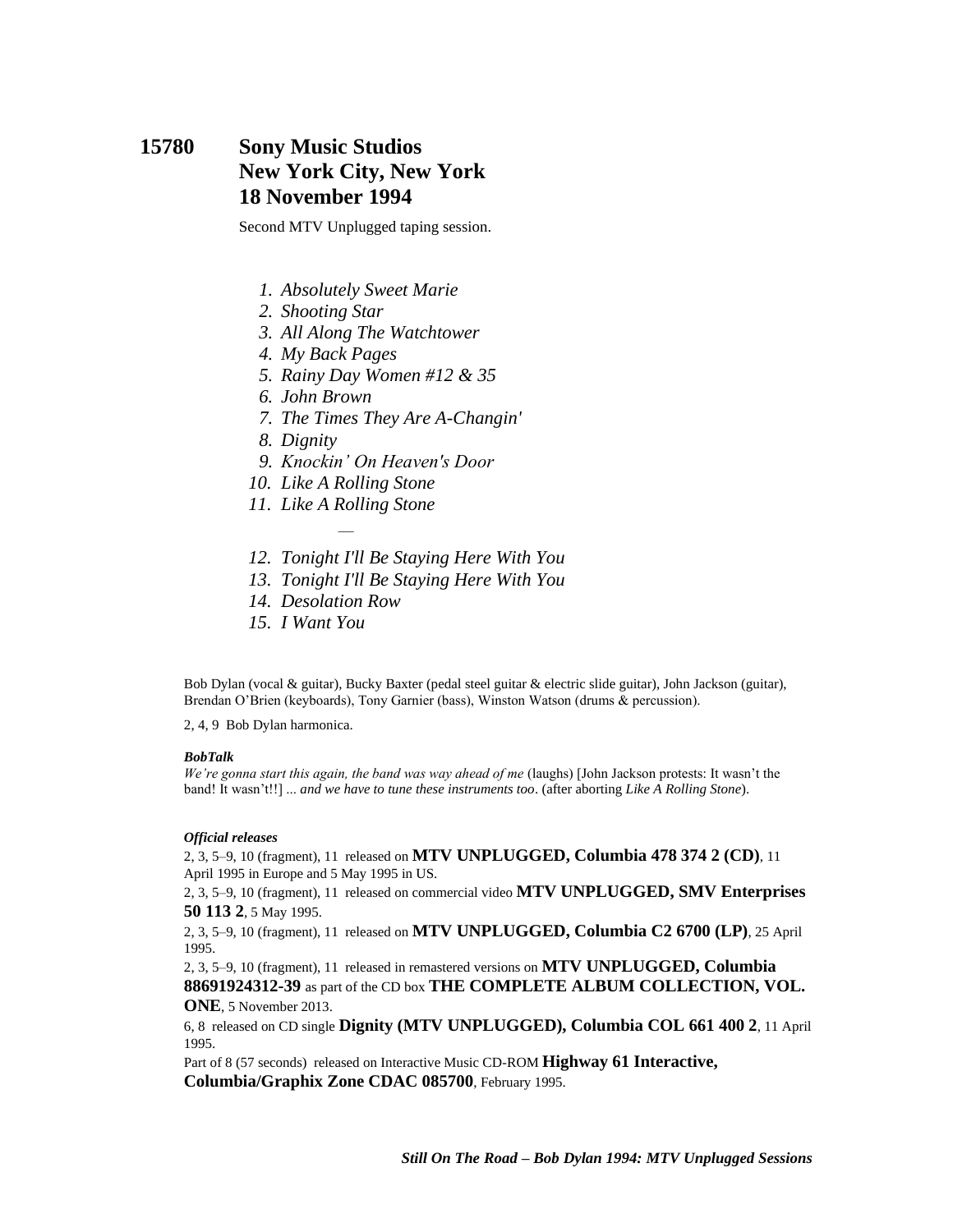# 15780 Sony Music Studios New York City, New York 18 November 1994

Second MTV Unplugged taping session.

1. *Absolutely Sweet Marie*
2. *Shooting Star*
3. *All Along The Watchtower*
4. *My Back Pages*
5. *Rainy Day Women #12 & 35*
6. *John Brown*
7. *The Times They Are A-Changin'*
8. *Dignity*
9. *Knockin' On Heaven's Door*
10. *Like A Rolling Stone*
11. *Like A Rolling Stone*

—

12. *Tonight I'll Be Staying Here With You*
13. *Tonight I'll Be Staying Here With You*
14. *Desolation Row*
15. *I Want You*

Bob Dylan (vocal & guitar), Bucky Baxter (pedal steel guitar & electric slide guitar), John Jackson (guitar), Brendan O'Brien (keyboards), Tony Garnier (bass), Winston Watson (drums & percussion).

2, 4, 9 Bob Dylan harmonica.

***BobTalk***

*We're gonna start this again, the band was way ahead of me* (laughs) [John Jackson protests: It wasn't the band! It wasn't!!] ... *and we have to tune these instruments too*. (after aborting *Like A Rolling Stone*).

***Official releases***

2, 3, 5–9, 10 (fragment), 11 released on **MTV UNPLUGGED, Columbia 478 374 2 (CD)**, 11 April 1995 in Europe and 5 May 1995 in US.

2, 3, 5–9, 10 (fragment), 11 released on commercial video **MTV UNPLUGGED, SMV Enterprises 50 113 2**, 5 May 1995.

2, 3, 5–9, 10 (fragment), 11 released on **MTV UNPLUGGED, Columbia C2 6700 (LP)**, 25 April 1995.

2, 3, 5–9, 10 (fragment), 11 released in remastered versions on **MTV UNPLUGGED, Columbia 88691924312-39** as part of the CD box **THE COMPLETE ALBUM COLLECTION, VOL. ONE**, 5 November 2013.

6, 8 released on CD single **Dignity (MTV UNPLUGGED), Columbia COL 661 400 2**, 11 April 1995.

Part of 8 (57 seconds) released on Interactive Music CD-ROM **Highway 61 Interactive, Columbia/Graphix Zone CDAC 085700**, February 1995.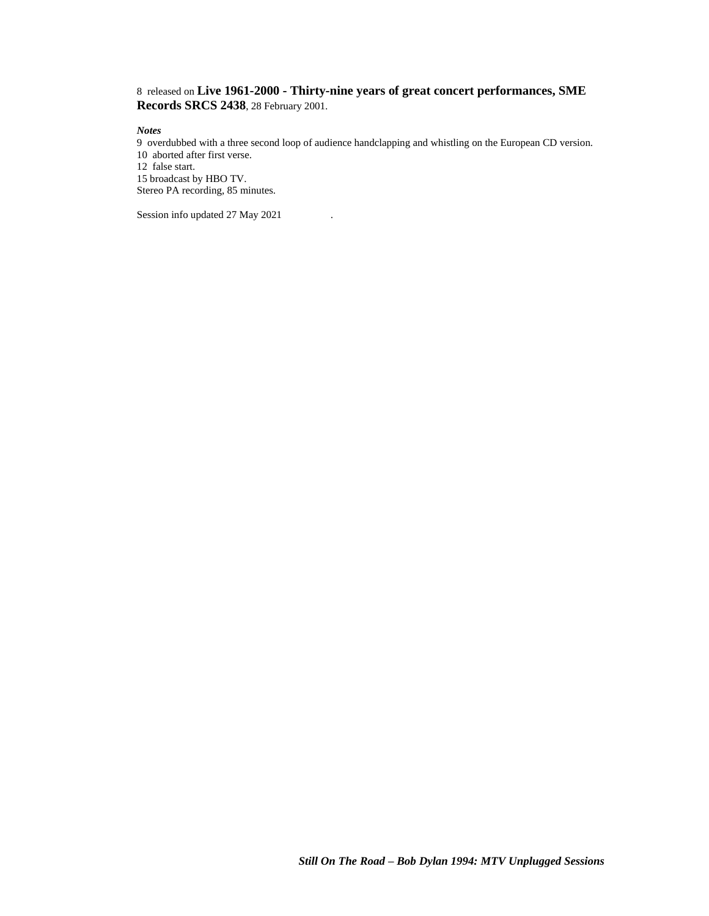8 released on **Live 1961-2000 - Thirty-nine years of great concert performances, SME Records SRCS 2438**, 28 February 2001.

***Notes***

9 overdubbed with a three second loop of audience handclapping and whistling on the European CD version.
10 aborted after first verse.
12 false start.
15 broadcast by HBO TV.
Stereo PA recording, 85 minutes.

Session info updated 27 May 2021 .